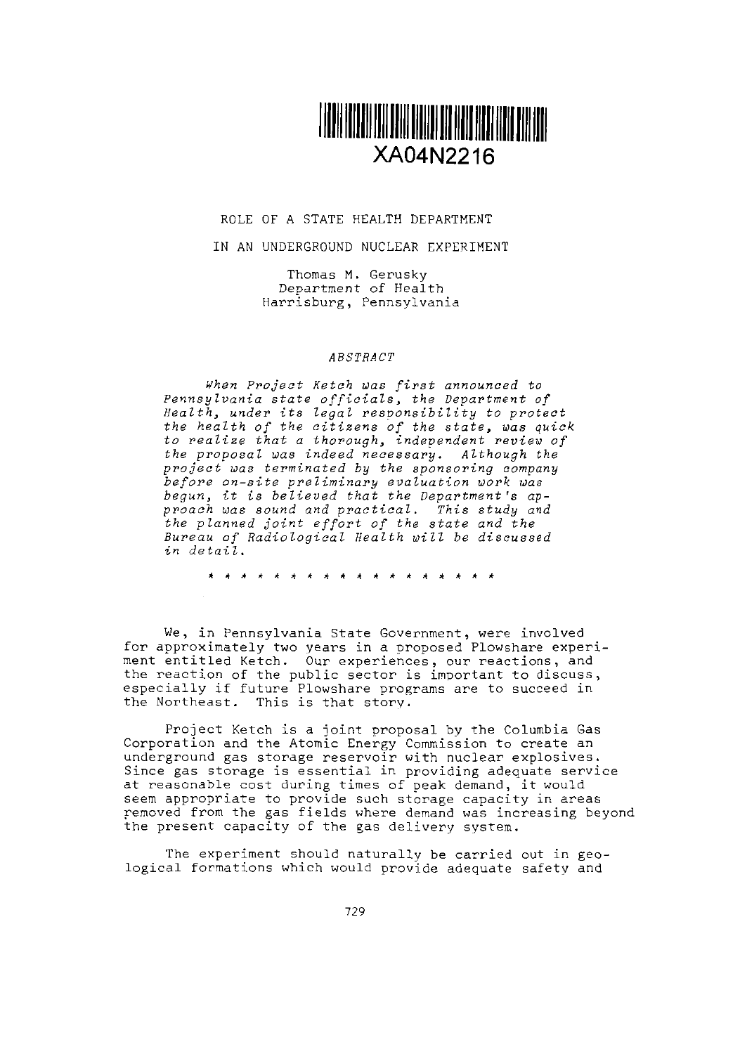XA04N2216

# ROLE OF A STATE HEALTH DEPARTMENT IN AN UNDERGROUND NUCLEAR EXPERIMENT

Thomas M. Gerusky
Department of Health
Harrisburg, Pennsylvania

## *ABSTRACT*

*When Project Ketch was first announced to Pennsylvania state officials, the Department of Health, under its legal responsibility to protect the health of the citizens of the state, was quick to realize that a thorough, independent review of the proposal was indeed necessary. Although the project was terminated by the sponsoring company before on-site preliminary evaluation work was begun, it is believed that the Department's approach was sound and practical. This study and the planned joint effort of the state and the Bureau of Radiological Health will be discussed in detail.*

\* \* \* \* \* \* \* \* \* \* \* \* \* \* \* \* \* \* \*

We, in Pennsylvania State Government, were involved for approximately two years in a proposed Plowshare experiment entitled Ketch. Our experiences, our reactions, and the reaction of the public sector is important to discuss, especially if future Plowshare programs are to succeed in the Northeast. This is that story.

Project Ketch is a joint proposal by the Columbia Gas Corporation and the Atomic Energy Commission to create an underground gas storage reservoir with nuclear explosives. Since gas storage is essential in providing adequate service at reasonable cost during times of peak demand, it would seem appropriate to provide such storage capacity in areas removed from the gas fields where demand was increasing beyond the present capacity of the gas delivery system.

The experiment should naturally be carried out in geological formations which would provide adequate safety and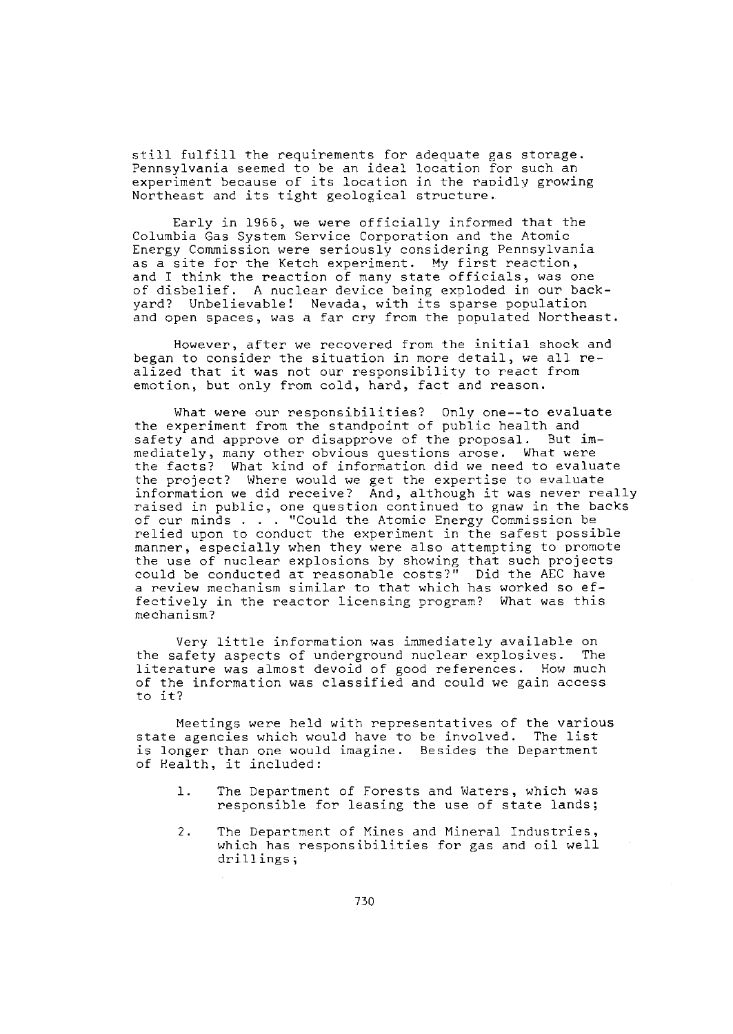still fulfill the requirements for adequate gas storage. Pennsylvania seemed to be an ideal location for such an experiment because of its location in the rapidly growing Northeast and its tight geological structure.

Early in 1966, we were officially informed that the Columbia Gas System Service Corporation and the Atomic Energy Commission were seriously considering Pennsylvania as a site for the Ketch experiment. My first reaction, and I think the reaction of many state officials, was one of disbelief. A nuclear device being exploded in our backyard? Unbelievable! Nevada, with its sparse population and open spaces, was a far cry from the populated Northeast.

However, after we recovered from the initial shock and began to consider the situation in more detail, we all realized that it was not our responsibility to react from emotion, but only from cold, hard, fact and reason.

What were our responsibilities? Only one--to evaluate the experiment from the standpoint of public health and safety and approve or disapprove of the proposal. But immediately, many other obvious questions arose. What were the facts? What kind of information did we need to evaluate the project? Where would we get the expertise to evaluate information we did receive? And, although it was never really raised in public, one question continued to gnaw in the backs of our minds . . . "Could the Atomic Energy Commission be relied upon to conduct the experiment in the safest possible manner, especially when they were also attempting to promote the use of nuclear explosions by showing that such projects could be conducted at reasonable costs?" Did the AEC have a review mechanism similar to that which has worked so effectively in the reactor licensing program? What was this mechanism?

Very little information was immediately available on the safety aspects of underground nuclear explosives. The literature was almost devoid of good references. How much of the information was classified and could we gain access to it?

Meetings were held with representatives of the various state agencies which would have to be involved. The list is longer than one would imagine. Besides the Department of Health, it included:

1. The Department of Forests and Waters, which was responsible for leasing the use of state lands;
2. The Department of Mines and Mineral Industries, which has responsibilities for gas and oil well drillings;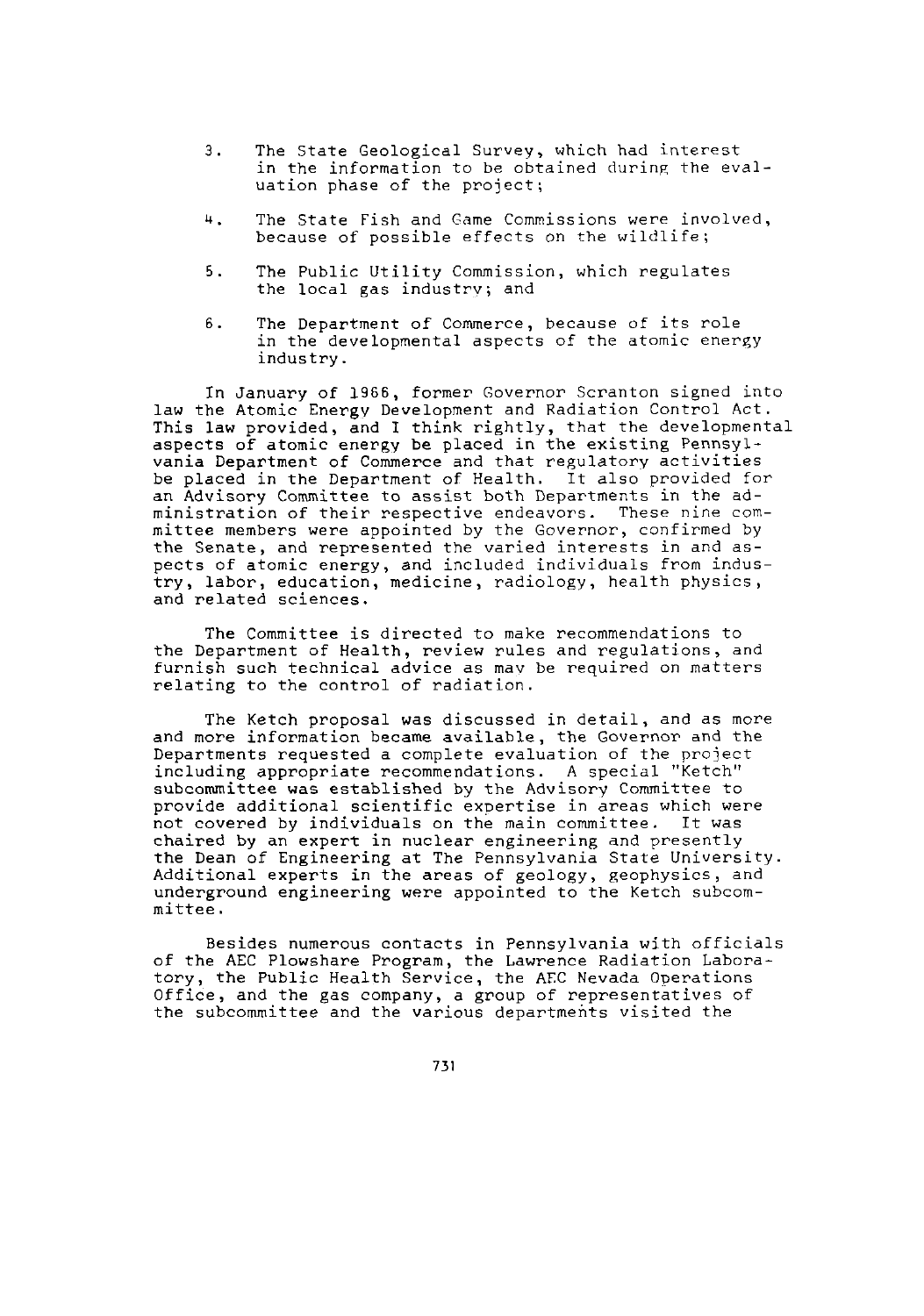3. The State Geological Survey, which had interest in the information to be obtained during the evaluation phase of the project;

4. The State Fish and Game Commissions were involved, because of possible effects on the wildlife;

5. The Public Utility Commission, which regulates the local gas industry; and

6. The Department of Commerce, because of its role in the developmental aspects of the atomic energy industry.

In January of 1966, former Governor Scranton signed into law the Atomic Energy Development and Radiation Control Act. This law provided, and I think rightly, that the developmental aspects of atomic energy be placed in the existing Pennsylvania Department of Commerce and that regulatory activities be placed in the Department of Health. It also provided for an Advisory Committee to assist both Departments in the administration of their respective endeavors. These nine committee members were appointed by the Governor, confirmed by the Senate, and represented the varied interests in and aspects of atomic energy, and included individuals from industry, labor, education, medicine, radiology, health physics, and related sciences.

The Committee is directed to make recommendations to the Department of Health, review rules and regulations, and furnish such technical advice as may be required on matters relating to the control of radiation.

The Ketch proposal was discussed in detail, and as more and more information became available, the Governor and the Departments requested a complete evaluation of the project including appropriate recommendations. A special "Ketch" subcommittee was established by the Advisory Committee to provide additional scientific expertise in areas which were not covered by individuals on the main committee. It was chaired by an expert in nuclear engineering and presently the Dean of Engineering at The Pennsylvania State University. Additional experts in the areas of geology, geophysics, and underground engineering were appointed to the Ketch subcommittee.

Besides numerous contacts in Pennsylvania with officials of the AEC Plowshare Program, the Lawrence Radiation Laboratory, the Public Health Service, the AEC Nevada Operations Office, and the gas company, a group of representatives of the subcommittee and the various departments visited the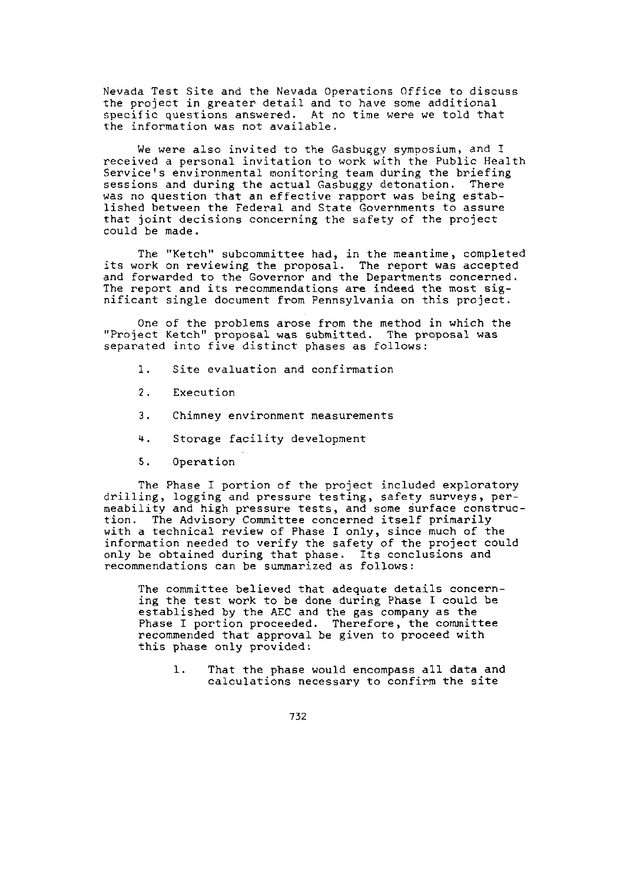Nevada Test Site and the Nevada Operations Office to discuss the project in greater detail and to have some additional specific questions answered. At no time were we told that the information was not available.

We were also invited to the Gasbuggy symposium, and I received a personal invitation to work with the Public Health Service's environmental monitoring team during the briefing sessions and during the actual Gasbuggy detonation. There was no question that an effective rapport was being established between the Federal and State Governments to assure that joint decisions concerning the safety of the project could be made.

The "Ketch" subcommittee had, in the meantime, completed its work on reviewing the proposal. The report was accepted and forwarded to the Governor and the Departments concerned. The report and its recommendations are indeed the most significant single document from Pennsylvania on this project.

One of the problems arose from the method in which the "Project Ketch" proposal was submitted. The proposal was separated into five distinct phases as follows:

1. Site evaluation and confirmation
2. Execution
3. Chimney environment measurements
4. Storage facility development
5. Operation

The Phase I portion of the project included exploratory drilling, logging and pressure testing, safety surveys, permeability and high pressure tests, and some surface construction. The Advisory Committee concerned itself primarily with a technical review of Phase I only, since much of the information needed to verify the safety of the project could only be obtained during that phase. Its conclusions and recommendations can be summarized as follows:

> The committee believed that adequate details concerning the test work to be done during Phase I could be established by the AEC and the gas company as the Phase I portion proceeded. Therefore, the committee recommended that approval be given to proceed with this phase only provided:
>
> 1. That the phase would encompass all data and calculations necessary to confirm the site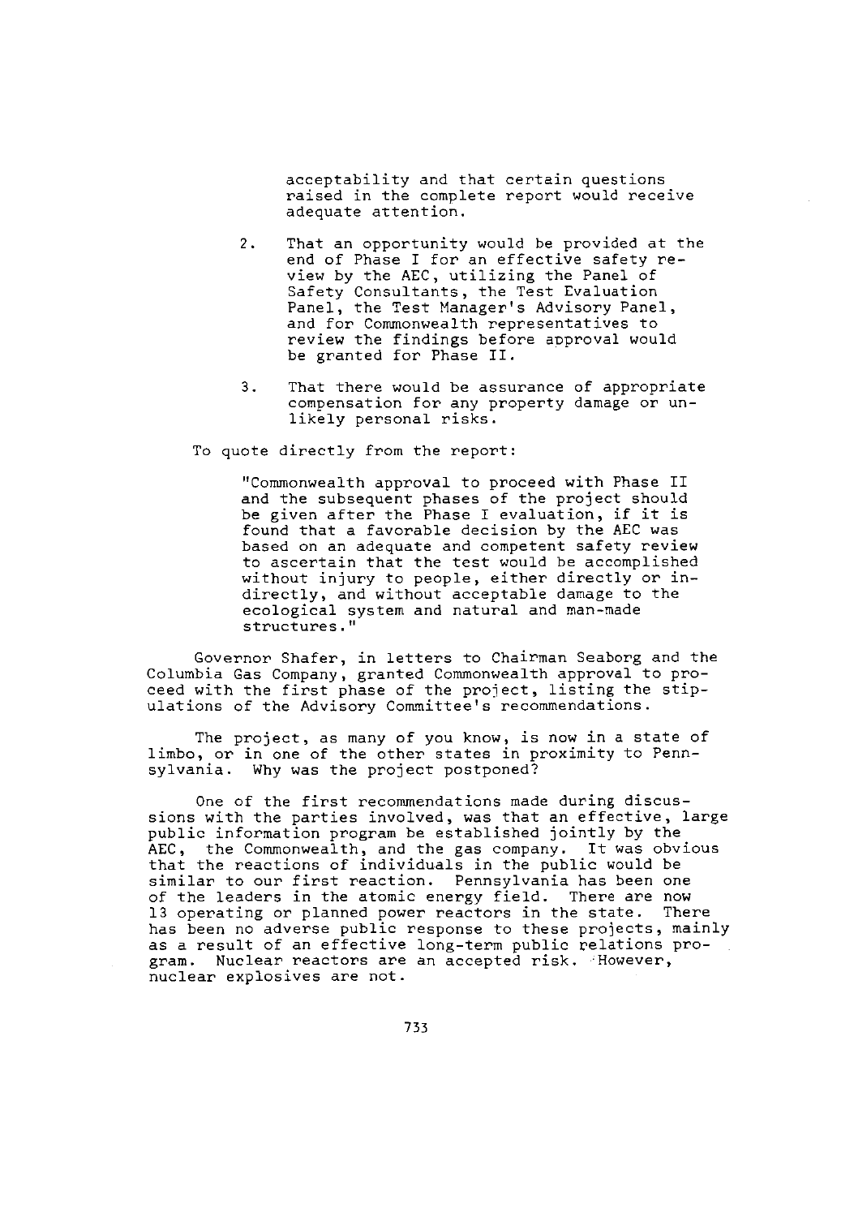acceptability and that certain questions raised in the complete report would receive adequate attention.

2. That an opportunity would be provided at the end of Phase I for an effective safety review by the AEC, utilizing the Panel of Safety Consultants, the Test Evaluation Panel, the Test Manager's Advisory Panel, and for Commonwealth representatives to review the findings before approval would be granted for Phase II.

3. That there would be assurance of appropriate compensation for any property damage or unlikely personal risks.

To quote directly from the report:

> "Commonwealth approval to proceed with Phase II and the subsequent phases of the project should be given after the Phase I evaluation, if it is found that a favorable decision by the AEC was based on an adequate and competent safety review to ascertain that the test would be accomplished without injury to people, either directly or indirectly, and without acceptable damage to the ecological system and natural and man-made structures."

Governor Shafer, in letters to Chairman Seaborg and the Columbia Gas Company, granted Commonwealth approval to proceed with the first phase of the project, listing the stipulations of the Advisory Committee's recommendations.

The project, as many of you know, is now in a state of limbo, or in one of the other states in proximity to Pennsylvania. Why was the project postponed?

One of the first recommendations made during discussions with the parties involved, was that an effective, large public information program be established jointly by the AEC, the Commonwealth, and the gas company. It was obvious that the reactions of individuals in the public would be similar to our first reaction. Pennsylvania has been one of the leaders in the atomic energy field. There are now 13 operating or planned power reactors in the state. There has been no adverse public response to these projects, mainly as a result of an effective long-term public relations program. Nuclear reactors are an accepted risk. However, nuclear explosives are not.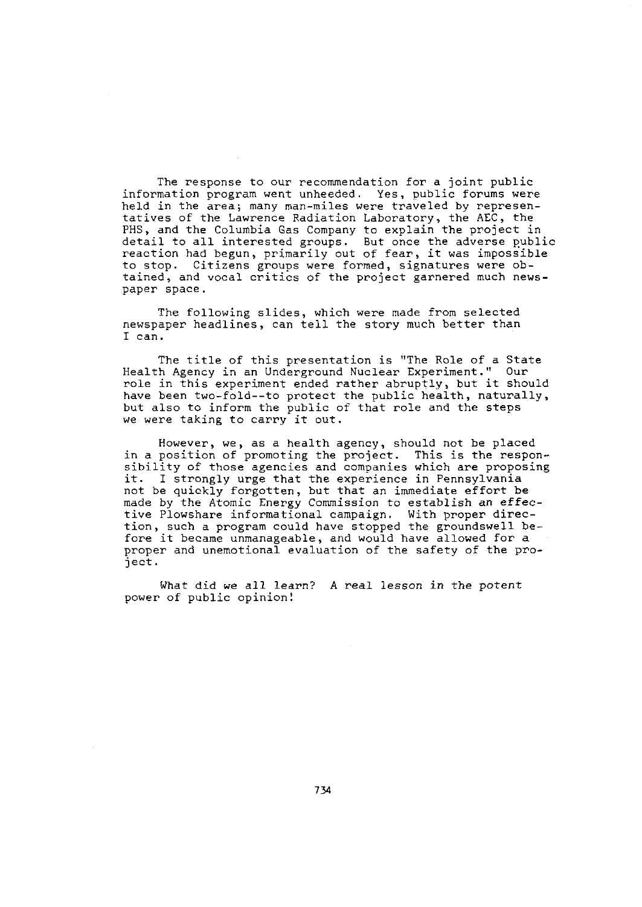The response to our recommendation for a joint public information program went unheeded. Yes, public forums were held in the area; many man-miles were traveled by representatives of the Lawrence Radiation Laboratory, the AEC, the PHS, and the Columbia Gas Company to explain the project in detail to all interested groups. But once the adverse public reaction had begun, primarily out of fear, it was impossible to stop. Citizens groups were formed, signatures were obtained, and vocal critics of the project garnered much newspaper space.

The following slides, which were made from selected newspaper headlines, can tell the story much better than I can.

The title of this presentation is "The Role of a State Health Agency in an Underground Nuclear Experiment." Our role in this experiment ended rather abruptly, but it should have been two-fold--to protect the public health, naturally, but also to inform the public of that role and the steps we were taking to carry it out.

However, we, as a health agency, should not be placed in a position of promoting the project. This is the responsibility of those agencies and companies which are proposing it. I strongly urge that the experience in Pennsylvania not be quickly forgotten, but that an immediate effort be made by the Atomic Energy Commission to establish an effective Plowshare informational campaign. With proper direction, such a program could have stopped the groundswell before it became unmanageable, and would have allowed for a proper and unemotional evaluation of the safety of the project.

What did we all learn? A real lesson in the potent power of public opinion!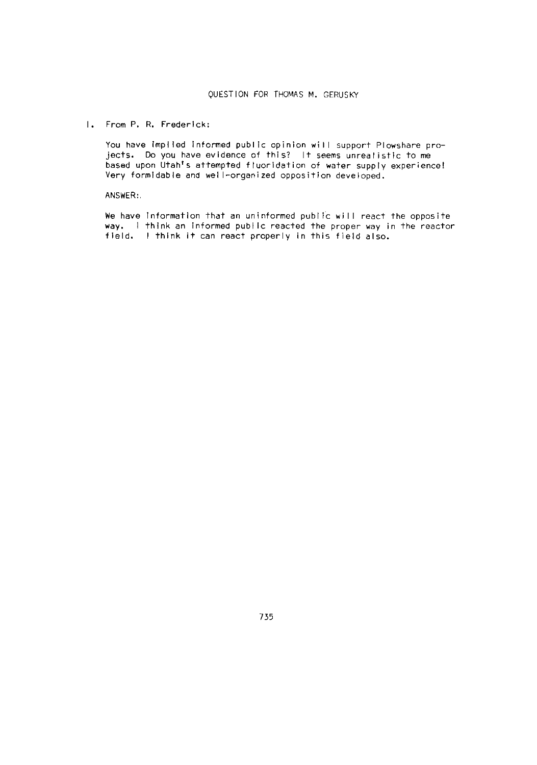## QUESTION FOR THOMAS M. GERUSKY

1. From P. R. Frederick:

   You have implied informed public opinion will support Plowshare projects. Do you have evidence of this? It seems unrealistic to me based upon Utah's attempted fluoridation of water supply experience! Very formidable and well-organized opposition developed.

   ANSWER:

   We have information that an uninformed public will react the opposite way. I think an informed public reacted the proper way in the reactor field. I think it can react properly in this field also.